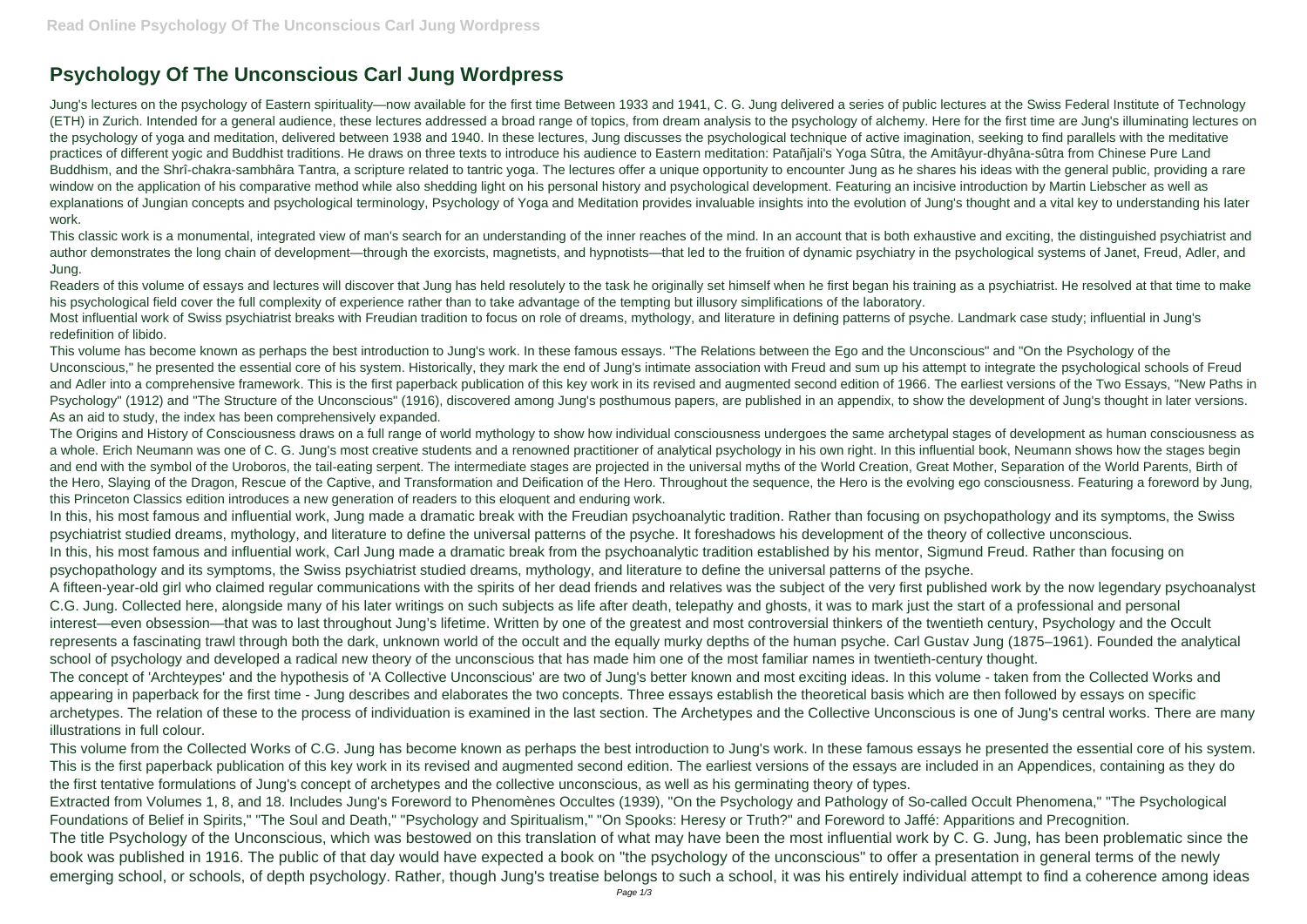# Psychology Of The Unconscious Carl Jung Wordpress

Jung's lectures on the psychology of Eastern spirituality—now available for the first time Between 1933 and 1941, C. G. Jung delivered a series of public lectures at the Swiss Federal Institute of Technology (ETH) in Zurich. Intended for a general audience, these lectures addressed a broad range of topics, from dream analysis to the psychology of alchemy. Here for the first time are Jung's illuminating lectures on the psychology of yoga and meditation, delivered between 1938 and 1940. In these lectures, Jung discusses the psychological technique of active imagination, seeking to find parallels with the meditative practices of different yogic and Buddhist traditions. He draws on three texts to introduce his audience to Eastern meditation: Patañjali's Yoga Sûtra, the Amitâyur-dhyâna-sûtra from Chinese Pure Land Buddhism, and the Shrî-chakra-sambhâra Tantra, a scripture related to tantric yoga. The lectures offer a unique opportunity to encounter Jung as he shares his ideas with the general public, providing a rare window on the application of his comparative method while also shedding light on his personal history and psychological development. Featuring an incisive introduction by Martin Liebscher as well as explanations of Jungian concepts and psychological terminology, Psychology of Yoga and Meditation provides invaluable insights into the evolution of Jung's thought and a vital key to understanding his later work.

This classic work is a monumental, integrated view of man's search for an understanding of the inner reaches of the mind. In an account that is both exhaustive and exciting, the distinguished psychiatrist and author demonstrates the long chain of development—through the exorcists, magnetists, and hypnotists—that led to the fruition of dynamic psychiatry in the psychological systems of Janet, Freud, Adler, and Jung.

Readers of this volume of essays and lectures will discover that Jung has held resolutely to the task he originally set himself when he first began his training as a psychiatrist. He resolved at that time to make his psychological field cover the full complexity of experience rather than to take advantage of the tempting but illusory simplifications of the laboratory.

Most influential work of Swiss psychiatrist breaks with Freudian tradition to focus on role of dreams, mythology, and literature in defining patterns of psyche. Landmark case study; influential in Jung's redefinition of libido.

This volume has become known as perhaps the best introduction to Jung's work. In these famous essays. "The Relations between the Ego and the Unconscious" and "On the Psychology of the Unconscious," he presented the essential core of his system. Historically, they mark the end of Jung's intimate association with Freud and sum up his attempt to integrate the psychological schools of Freud and Adler into a comprehensive framework. This is the first paperback publication of this key work in its revised and augmented second edition of 1966. The earliest versions of the Two Essays, "New Paths in Psychology" (1912) and "The Structure of the Unconscious" (1916), discovered among Jung's posthumous papers, are published in an appendix, to show the development of Jung's thought in later versions. As an aid to study, the index has been comprehensively expanded.

The Origins and History of Consciousness draws on a full range of world mythology to show how individual consciousness undergoes the same archetypal stages of development as human consciousness as a whole. Erich Neumann was one of C. G. Jung's most creative students and a renowned practitioner of analytical psychology in his own right. In this influential book, Neumann shows how the stages begin and end with the symbol of the Uroboros, the tail-eating serpent. The intermediate stages are projected in the universal myths of the World Creation, Great Mother, Separation of the World Parents, Birth of the Hero, Slaying of the Dragon, Rescue of the Captive, and Transformation and Deification of the Hero. Throughout the sequence, the Hero is the evolving ego consciousness. Featuring a foreword by Jung, this Princeton Classics edition introduces a new generation of readers to this eloquent and enduring work.

In this, his most famous and influential work, Jung made a dramatic break with the Freudian psychoanalytic tradition. Rather than focusing on psychopathology and its symptoms, the Swiss psychiatrist studied dreams, mythology, and literature to define the universal patterns of the psyche. It foreshadows his development of the theory of collective unconscious.

In this, his most famous and influential work, Carl Jung made a dramatic break from the psychoanalytic tradition established by his mentor, Sigmund Freud. Rather than focusing on psychopathology and its symptoms, the Swiss psychiatrist studied dreams, mythology, and literature to define the universal patterns of the psyche.

A fifteen-year-old girl who claimed regular communications with the spirits of her dead friends and relatives was the subject of the very first published work by the now legendary psychoanalyst C.G. Jung. Collected here, alongside many of his later writings on such subjects as life after death, telepathy and ghosts, it was to mark just the start of a professional and personal interest—even obsession—that was to last throughout Jung's lifetime. Written by one of the greatest and most controversial thinkers of the twentieth century, Psychology and the Occult represents a fascinating trawl through both the dark, unknown world of the occult and the equally murky depths of the human psyche. Carl Gustav Jung (1875–1961). Founded the analytical school of psychology and developed a radical new theory of the unconscious that has made him one of the most familiar names in twentieth-century thought.

The concept of 'Archteypes' and the hypothesis of 'A Collective Unconscious' are two of Jung's better known and most exciting ideas. In this volume - taken from the Collected Works and appearing in paperback for the first time - Jung describes and elaborates the two concepts. Three essays establish the theoretical basis which are then followed by essays on specific archetypes. The relation of these to the process of individuation is examined in the last section. The Archetypes and the Collective Unconscious is one of Jung's central works. There are many illustrations in full colour.

This volume from the Collected Works of C.G. Jung has become known as perhaps the best introduction to Jung's work. In these famous essays he presented the essential core of his system. This is the first paperback publication of this key work in its revised and augmented second edition. The earliest versions of the essays are included in an Appendices, containing as they do the first tentative formulations of Jung's concept of archetypes and the collective unconscious, as well as his germinating theory of types.

Extracted from Volumes 1, 8, and 18. Includes Jung's Foreword to Phenomènes Occultes (1939), "On the Psychology and Pathology of So-called Occult Phenomena," "The Psychological Foundations of Belief in Spirits," "The Soul and Death," "Psychology and Spiritualism," "On Spooks: Heresy or Truth?" and Foreword to Jaffé: Apparitions and Precognition.

The title Psychology of the Unconscious, which was bestowed on this translation of what may have been the most influential work by C. G. Jung, has been problematic since the book was published in 1916. The public of that day would have expected a book on "the psychology of the unconscious" to offer a presentation in general terms of the newly emerging school, or schools, of depth psychology. Rather, though Jung's treatise belongs to such a school, it was his entirely individual attempt to find a coherence among ideas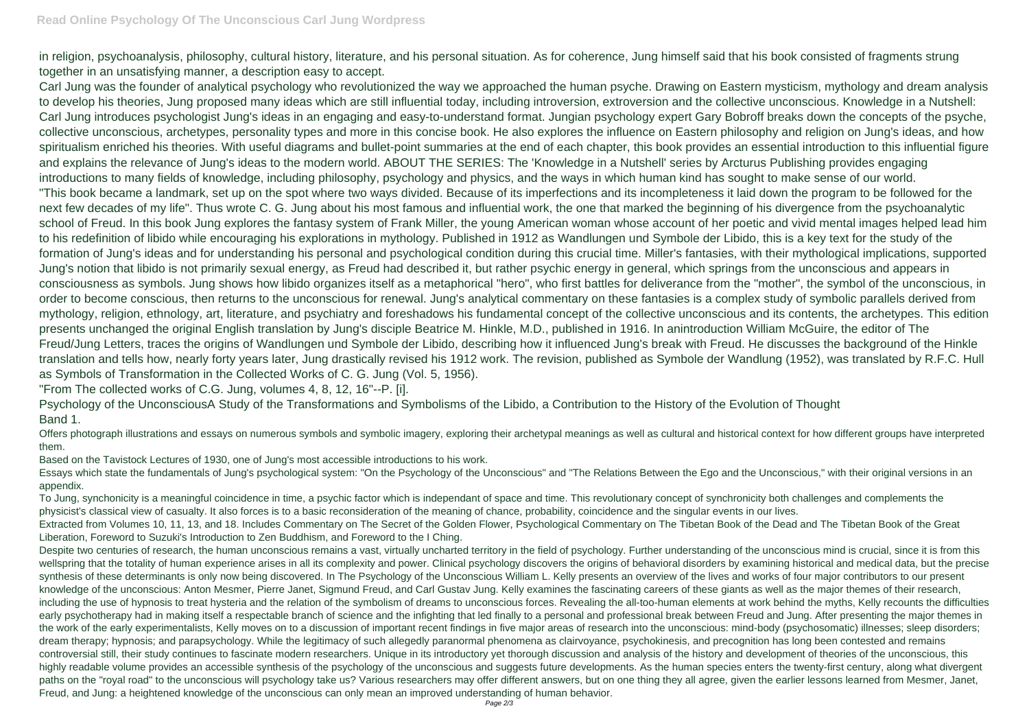in religion, psychoanalysis, philosophy, cultural history, literature, and his personal situation. As for coherence, Jung himself said that his book consisted of fragments strung together in an unsatisfying manner, a description easy to accept.

Carl Jung was the founder of analytical psychology who revolutionized the way we approached the human psyche. Drawing on Eastern mysticism, mythology and dream analysis to develop his theories, Jung proposed many ideas which are still influential today, including introversion, extroversion and the collective unconscious. Knowledge in a Nutshell: Carl Jung introduces psychologist Jung's ideas in an engaging and easy-to-understand format. Jungian psychology expert Gary Bobroff breaks down the concepts of the psyche, collective unconscious, archetypes, personality types and more in this concise book. He also explores the influence on Eastern philosophy and religion on Jung's ideas, and how spiritualism enriched his theories. With useful diagrams and bullet-point summaries at the end of each chapter, this book provides an essential introduction to this influential figure and explains the relevance of Jung's ideas to the modern world. ABOUT THE SERIES: The 'Knowledge in a Nutshell' series by Arcturus Publishing provides engaging introductions to many fields of knowledge, including philosophy, psychology and physics, and the ways in which human kind has sought to make sense of our world.

"This book became a landmark, set up on the spot where two ways divided. Because of its imperfections and its incompleteness it laid down the program to be followed for the next few decades of my life". Thus wrote C. G. Jung about his most famous and influential work, the one that marked the beginning of his divergence from the psychoanalytic school of Freud. In this book Jung explores the fantasy system of Frank Miller, the young American woman whose account of her poetic and vivid mental images helped lead him to his redefinition of libido while encouraging his explorations in mythology. Published in 1912 as Wandlungen und Symbole der Libido, this is a key text for the study of the formation of Jung's ideas and for understanding his personal and psychological condition during this crucial time. Miller's fantasies, with their mythological implications, supported Jung's notion that libido is not primarily sexual energy, as Freud had described it, but rather psychic energy in general, which springs from the unconscious and appears in consciousness as symbols. Jung shows how libido organizes itself as a metaphorical "hero", who first battles for deliverance from the "mother", the symbol of the unconscious, in order to become conscious, then returns to the unconscious for renewal. Jung's analytical commentary on these fantasies is a complex study of symbolic parallels derived from mythology, religion, ethnology, art, literature, and psychiatry and foreshadows his fundamental concept of the collective unconscious and its contents, the archetypes. This edition presents unchanged the original English translation by Jung's disciple Beatrice M. Hinkle, M.D., published in 1916. In anintroduction William McGuire, the editor of The Freud/Jung Letters, traces the origins of Wandlungen und Symbole der Libido, describing how it influenced Jung's break with Freud. He discusses the background of the Hinkle translation and tells how, nearly forty years later, Jung drastically revised his 1912 work. The revision, published as Symbole der Wandlung (1952), was translated by R.F.C. Hull as Symbols of Transformation in the Collected Works of C. G. Jung (Vol. 5, 1956).

"From The collected works of C.G. Jung, volumes 4, 8, 12, 16"--P. [i].

Psychology of the UnconsciousA Study of the Transformations and Symbolisms of the Libido, a Contribution to the History of the Evolution of Thought
Band 1.

Offers photograph illustrations and essays on numerous symbols and symbolic imagery, exploring their archetypal meanings as well as cultural and historical context for how different groups have interpreted them.

Based on the Tavistock Lectures of 1930, one of Jung's most accessible introductions to his work.

Essays which state the fundamentals of Jung's psychological system: "On the Psychology of the Unconscious" and "The Relations Between the Ego and the Unconscious," with their original versions in an appendix.

To Jung, synchonicity is a meaningful coincidence in time, a psychic factor which is independant of space and time. This revolutionary concept of synchronicity both challenges and complements the physicist's classical view of casualty. It also forces is to a basic reconsideration of the meaning of chance, probability, coincidence and the singular events in our lives.

Extracted from Volumes 10, 11, 13, and 18. Includes Commentary on The Secret of the Golden Flower, Psychological Commentary on The Tibetan Book of the Dead and The Tibetan Book of the Great Liberation, Foreword to Suzuki's Introduction to Zen Buddhism, and Foreword to the I Ching.

Despite two centuries of research, the human unconscious remains a vast, virtually uncharted territory in the field of psychology. Further understanding of the unconscious mind is crucial, since it is from this wellspring that the totality of human experience arises in all its complexity and power. Clinical psychology discovers the origins of behavioral disorders by examining historical and medical data, but the precise synthesis of these determinants is only now being discovered. In The Psychology of the Unconscious William L. Kelly presents an overview of the lives and works of four major contributors to our present knowledge of the unconscious: Anton Mesmer, Pierre Janet, Sigmund Freud, and Carl Gustav Jung. Kelly examines the fascinating careers of these giants as well as the major themes of their research, including the use of hypnosis to treat hysteria and the relation of the symbolism of dreams to unconscious forces. Revealing the all-too-human elements at work behind the myths, Kelly recounts the difficulties early psychotherapy had in making itself a respectable branch of science and the infighting that led finally to a personal and professional break between Freud and Jung. After presenting the major themes in the work of the early experimentalists, Kelly moves on to a discussion of important recent findings in five major areas of research into the unconscious: mind-body (psychosomatic) illnesses; sleep disorders; dream therapy; hypnosis; and parapsychology. While the legitimacy of such allegedly paranormal phenomena as clairvoyance, psychokinesis, and precognition has long been contested and remains controversial still, their study continues to fascinate modern researchers. Unique in its introductory yet thorough discussion and analysis of the history and development of theories of the unconscious, this highly readable volume provides an accessible synthesis of the psychology of the unconscious and suggests future developments. As the human species enters the twenty-first century, along what divergent paths on the "royal road" to the unconscious will psychology take us? Various researchers may offer different answers, but on one thing they all agree, given the earlier lessons learned from Mesmer, Janet, Freud, and Jung: a heightened knowledge of the unconscious can only mean an improved understanding of human behavior.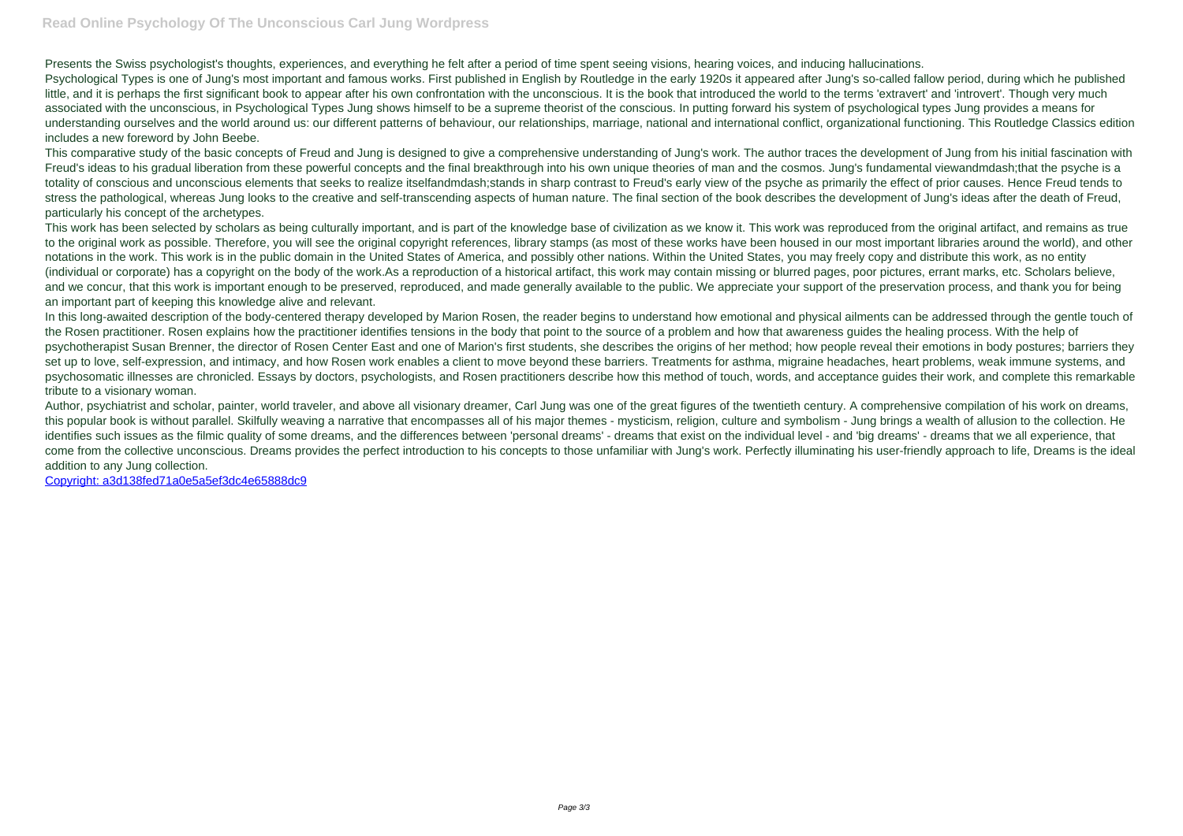Presents the Swiss psychologist's thoughts, experiences, and everything he felt after a period of time spent seeing visions, hearing voices, and inducing hallucinations.

Psychological Types is one of Jung's most important and famous works. First published in English by Routledge in the early 1920s it appeared after Jung's so-called fallow period, during which he published little, and it is perhaps the first significant book to appear after his own confrontation with the unconscious. It is the book that introduced the world to the terms 'extravert' and 'introvert'. Though very much associated with the unconscious, in Psychological Types Jung shows himself to be a supreme theorist of the conscious. In putting forward his system of psychological types Jung provides a means for understanding ourselves and the world around us: our different patterns of behaviour, our relationships, marriage, national and international conflict, organizational functioning. This Routledge Classics edition includes a new foreword by John Beebe.

This comparative study of the basic concepts of Freud and Jung is designed to give a comprehensive understanding of Jung's work. The author traces the development of Jung from his initial fascination with Freud's ideas to his gradual liberation from these powerful concepts and the final breakthrough into his own unique theories of man and the cosmos. Jung's fundamental viewandmdash;that the psyche is a totality of conscious and unconscious elements that seeks to realize itselfandmdash;stands in sharp contrast to Freud's early view of the psyche as primarily the effect of prior causes. Hence Freud tends to stress the pathological, whereas Jung looks to the creative and self-transcending aspects of human nature. The final section of the book describes the development of Jung's ideas after the death of Freud, particularly his concept of the archetypes.

This work has been selected by scholars as being culturally important, and is part of the knowledge base of civilization as we know it. This work was reproduced from the original artifact, and remains as true to the original work as possible. Therefore, you will see the original copyright references, library stamps (as most of these works have been housed in our most important libraries around the world), and other notations in the work. This work is in the public domain in the United States of America, and possibly other nations. Within the United States, you may freely copy and distribute this work, as no entity (individual or corporate) has a copyright on the body of the work.As a reproduction of a historical artifact, this work may contain missing or blurred pages, poor pictures, errant marks, etc. Scholars believe, and we concur, that this work is important enough to be preserved, reproduced, and made generally available to the public. We appreciate your support of the preservation process, and thank you for being an important part of keeping this knowledge alive and relevant.

In this long-awaited description of the body-centered therapy developed by Marion Rosen, the reader begins to understand how emotional and physical ailments can be addressed through the gentle touch of the Rosen practitioner. Rosen explains how the practitioner identifies tensions in the body that point to the source of a problem and how that awareness guides the healing process. With the help of psychotherapist Susan Brenner, the director of Rosen Center East and one of Marion's first students, she describes the origins of her method; how people reveal their emotions in body postures; barriers they set up to love, self-expression, and intimacy, and how Rosen work enables a client to move beyond these barriers. Treatments for asthma, migraine headaches, heart problems, weak immune systems, and psychosomatic illnesses are chronicled. Essays by doctors, psychologists, and Rosen practitioners describe how this method of touch, words, and acceptance guides their work, and complete this remarkable tribute to a visionary woman.

Author, psychiatrist and scholar, painter, world traveler, and above all visionary dreamer, Carl Jung was one of the great figures of the twentieth century. A comprehensive compilation of his work on dreams, this popular book is without parallel. Skilfully weaving a narrative that encompasses all of his major themes - mysticism, religion, culture and symbolism - Jung brings a wealth of allusion to the collection. He identifies such issues as the filmic quality of some dreams, and the differences between 'personal dreams' - dreams that exist on the individual level - and 'big dreams' - dreams that we all experience, that come from the collective unconscious. Dreams provides the perfect introduction to his concepts to those unfamiliar with Jung's work. Perfectly illuminating his user-friendly approach to life, Dreams is the ideal addition to any Jung collection.

Copyright: a3d138fed71a0e5a5ef3dc4e65888dc9